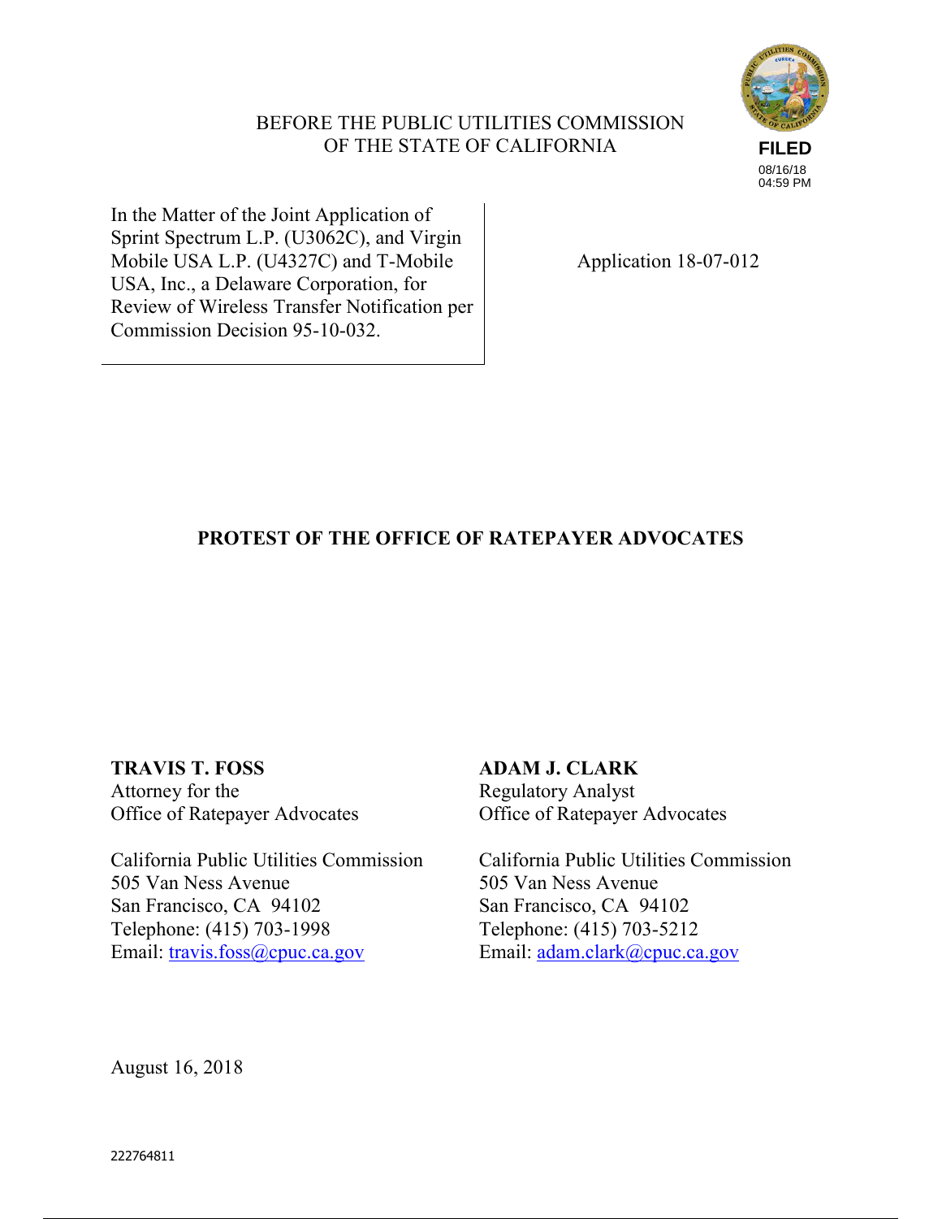BEFORE THE PUBLIC UTILITIES COMMISSION
OF THE STATE OF CALIFORNIA

**FILED**
08/16/18
04:59 PM

| In the Matter of the Joint Application of Sprint Spectrum L.P. (U3062C), and Virgin Mobile USA L.P. (U4327C) and T-Mobile USA, Inc., a Delaware Corporation, for Review of Wireless Transfer Notification per Commission Decision 95-10-032. | Application 18-07-012 |
|---|---|

## PROTEST OF THE OFFICE OF RATEPAYER ADVOCATES

**TRAVIS T. FOSS**
Attorney for the
Office of Ratepayer Advocates

California Public Utilities Commission
505 Van Ness Avenue
San Francisco, CA 94102
Telephone: (415) 703-1998
Email: travis.foss@cpuc.ca.gov

**ADAM J. CLARK**
Regulatory Analyst
Office of Ratepayer Advocates

California Public Utilities Commission
505 Van Ness Avenue
San Francisco, CA 94102
Telephone: (415) 703-5212
Email: adam.clark@cpuc.ca.gov

August 16, 2018

222764811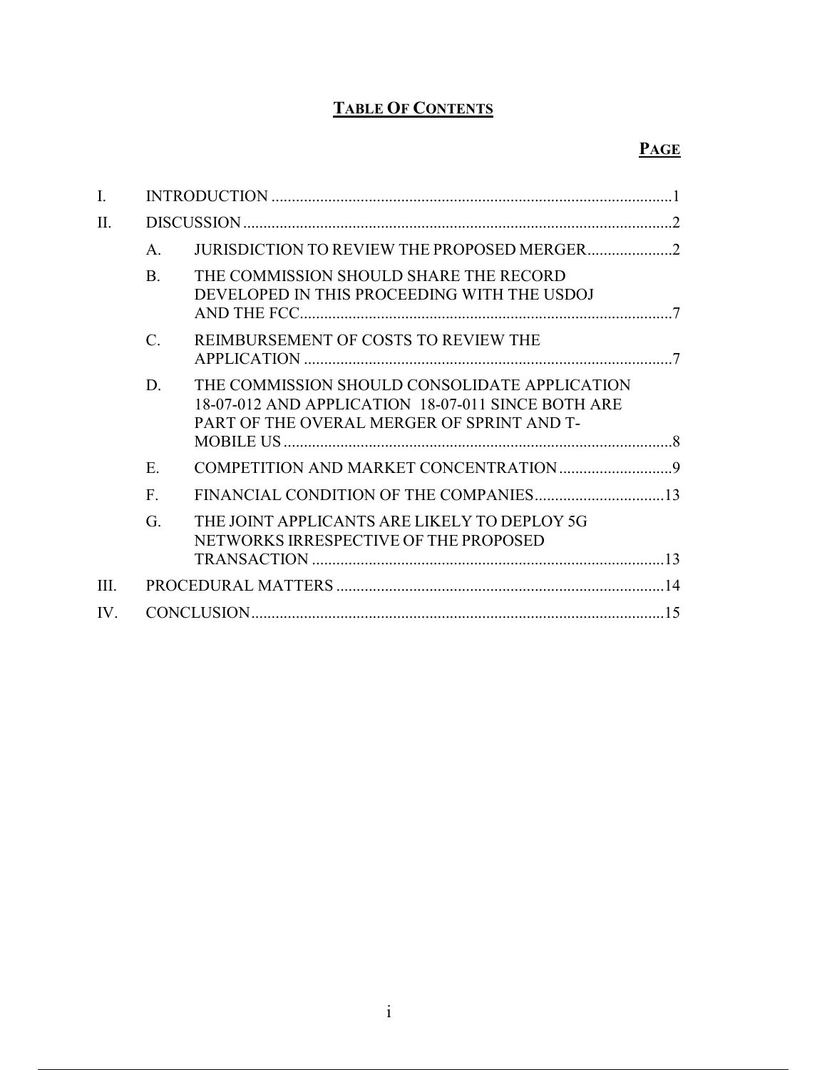## TABLE OF CONTENTS

| | | | PAGE |
|---|---|---|---|
| I. | INTRODUCTION | | 1 |
| II. | DISCUSSION | | 2 |
| | A. | JURISDICTION TO REVIEW THE PROPOSED MERGER | 2 |
| | B. | THE COMMISSION SHOULD SHARE THE RECORD DEVELOPED IN THIS PROCEEDING WITH THE USDOJ AND THE FCC | 7 |
| | C. | REIMBURSEMENT OF COSTS TO REVIEW THE APPLICATION | 7 |
| | D. | THE COMMISSION SHOULD CONSOLIDATE APPLICATION 18-07-012 AND APPLICATION 18-07-011 SINCE BOTH ARE PART OF THE OVERAL MERGER OF SPRINT AND T-MOBILE US | 8 |
| | E. | COMPETITION AND MARKET CONCENTRATION | 9 |
| | F. | FINANCIAL CONDITION OF THE COMPANIES | 13 |
| | G. | THE JOINT APPLICANTS ARE LIKELY TO DEPLOY 5G NETWORKS IRRESPECTIVE OF THE PROPOSED TRANSACTION | 13 |
| III. | PROCEDURAL MATTERS | | 14 |
| IV. | CONCLUSION | | 15 |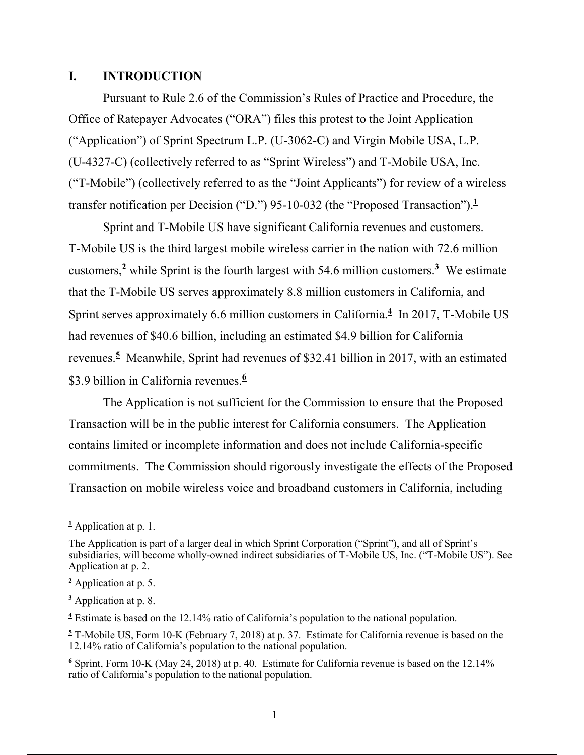## I. INTRODUCTION

Pursuant to Rule 2.6 of the Commission's Rules of Practice and Procedure, the Office of Ratepayer Advocates ("ORA") files this protest to the Joint Application ("Application") of Sprint Spectrum L.P. (U-3062-C) and Virgin Mobile USA, L.P. (U-4327-C) (collectively referred to as "Sprint Wireless") and T-Mobile USA, Inc. ("T-Mobile") (collectively referred to as the "Joint Applicants") for review of a wireless transfer notification per Decision ("D.") 95-10-032 (the "Proposed Transaction").[1]

Sprint and T-Mobile US have significant California revenues and customers. T-Mobile US is the third largest mobile wireless carrier in the nation with 72.6 million customers,[2] while Sprint is the fourth largest with 54.6 million customers.[3] We estimate that the T-Mobile US serves approximately 8.8 million customers in California, and Sprint serves approximately 6.6 million customers in California.[4] In 2017, T-Mobile US had revenues of $40.6 billion, including an estimated $4.9 billion for California revenues.[5] Meanwhile, Sprint had revenues of $32.41 billion in 2017, with an estimated $3.9 billion in California revenues.[6]

The Application is not sufficient for the Commission to ensure that the Proposed Transaction will be in the public interest for California consumers. The Application contains limited or incomplete information and does not include California-specific commitments. The Commission should rigorously investigate the effects of the Proposed Transaction on mobile wireless voice and broadband customers in California, including

---

[1] Application at p. 1.

The Application is part of a larger deal in which Sprint Corporation ("Sprint"), and all of Sprint's subsidiaries, will become wholly-owned indirect subsidiaries of T-Mobile US, Inc. ("T-Mobile US"). See Application at p. 2.

[2] Application at p. 5.

[3] Application at p. 8.

[4] Estimate is based on the 12.14% ratio of California's population to the national population.

[5] T-Mobile US, Form 10-K (February 7, 2018) at p. 37. Estimate for California revenue is based on the 12.14% ratio of California's population to the national population.

[6] Sprint, Form 10-K (May 24, 2018) at p. 40. Estimate for California revenue is based on the 12.14% ratio of California's population to the national population.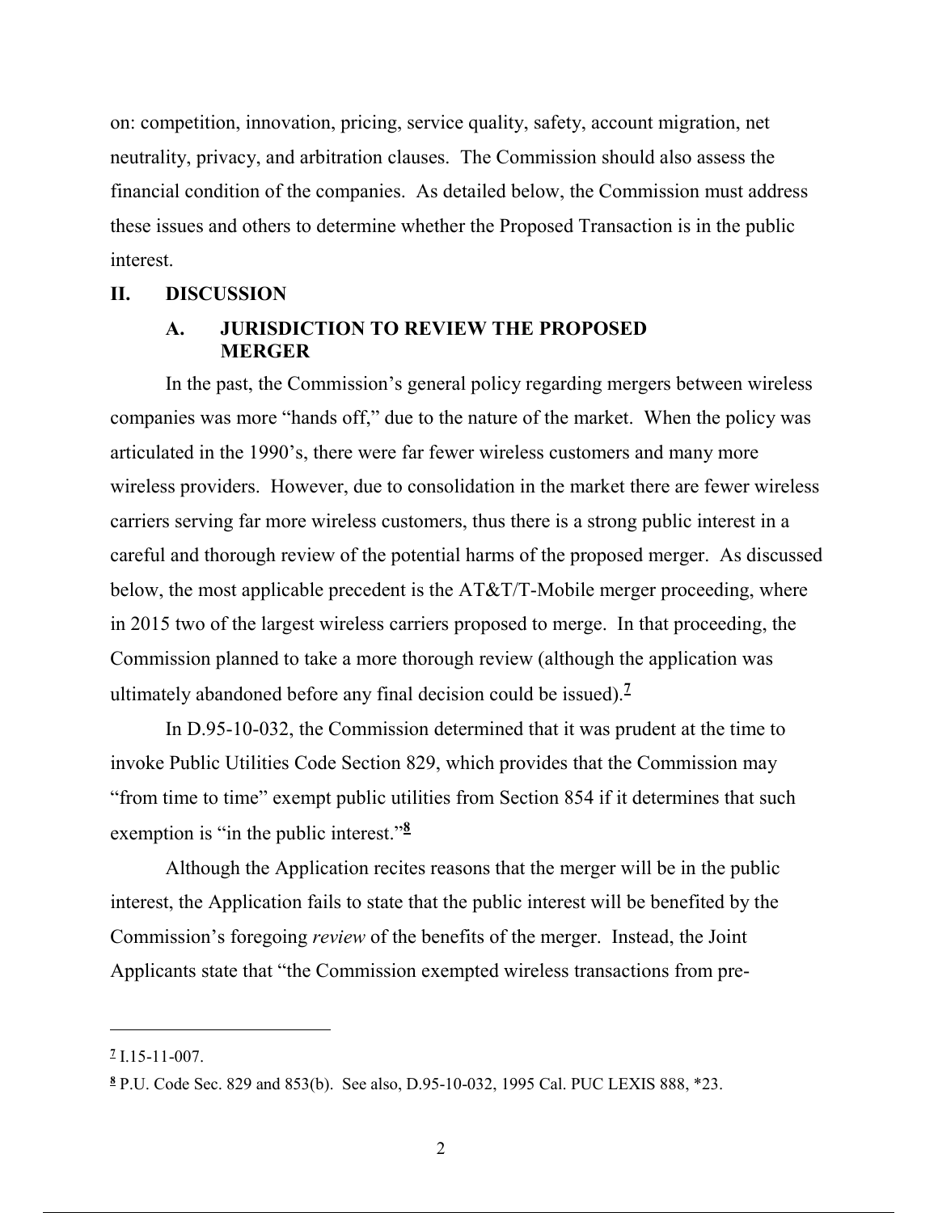on: competition, innovation, pricing, service quality, safety, account migration, net neutrality, privacy, and arbitration clauses. The Commission should also assess the financial condition of the companies. As detailed below, the Commission must address these issues and others to determine whether the Proposed Transaction is in the public interest.

## II. DISCUSSION

### A. JURISDICTION TO REVIEW THE PROPOSED MERGER

In the past, the Commission's general policy regarding mergers between wireless companies was more "hands off," due to the nature of the market. When the policy was articulated in the 1990's, there were far fewer wireless customers and many more wireless providers. However, due to consolidation in the market there are fewer wireless carriers serving far more wireless customers, thus there is a strong public interest in a careful and thorough review of the potential harms of the proposed merger. As discussed below, the most applicable precedent is the AT&T/T-Mobile merger proceeding, where in 2015 two of the largest wireless carriers proposed to merge. In that proceeding, the Commission planned to take a more thorough review (although the application was ultimately abandoned before any final decision could be issued).[7]

In D.95-10-032, the Commission determined that it was prudent at the time to invoke Public Utilities Code Section 829, which provides that the Commission may "from time to time" exempt public utilities from Section 854 if it determines that such exemption is "in the public interest."[8]

Although the Application recites reasons that the merger will be in the public interest, the Application fails to state that the public interest will be benefited by the Commission's foregoing *review* of the benefits of the merger. Instead, the Joint Applicants state that "the Commission exempted wireless transactions from pre-

---

[7] I.15-11-007.

[8] P.U. Code Sec. 829 and 853(b). See also, D.95-10-032, 1995 Cal. PUC LEXIS 888, *23.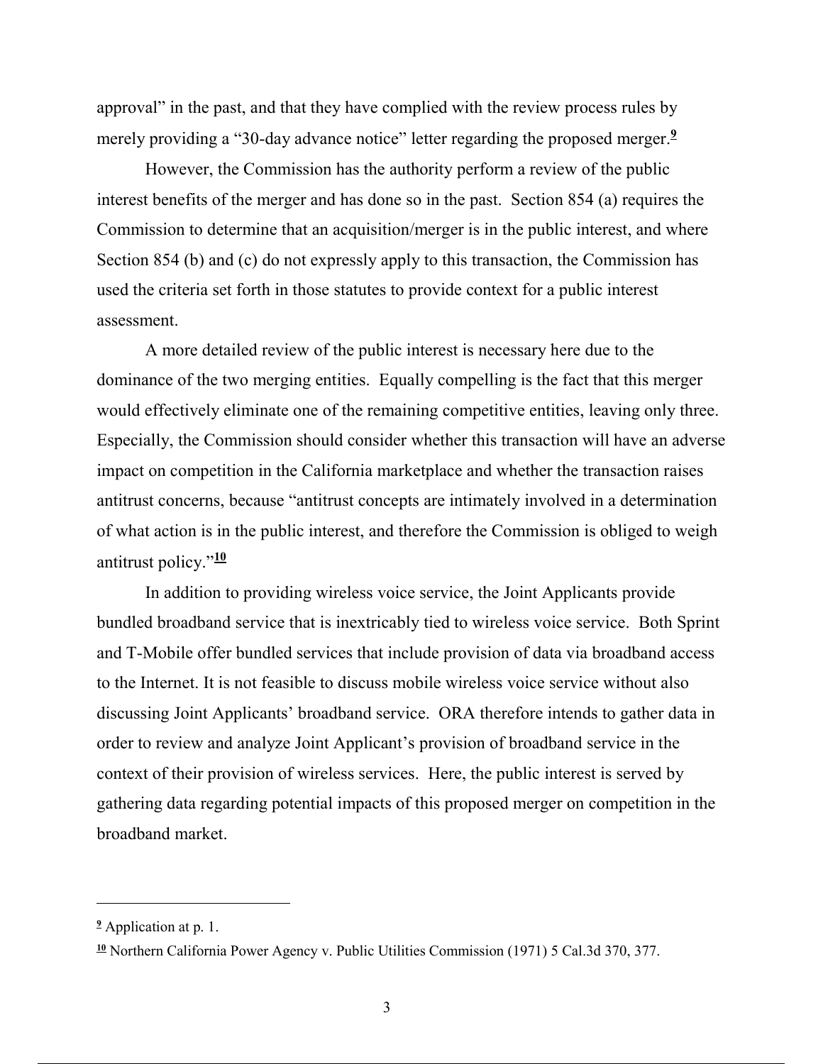approval" in the past, and that they have complied with the review process rules by merely providing a "30-day advance notice" letter regarding the proposed merger.[9]

However, the Commission has the authority perform a review of the public interest benefits of the merger and has done so in the past. Section 854 (a) requires the Commission to determine that an acquisition/merger is in the public interest, and where Section 854 (b) and (c) do not expressly apply to this transaction, the Commission has used the criteria set forth in those statutes to provide context for a public interest assessment.

A more detailed review of the public interest is necessary here due to the dominance of the two merging entities. Equally compelling is the fact that this merger would effectively eliminate one of the remaining competitive entities, leaving only three. Especially, the Commission should consider whether this transaction will have an adverse impact on competition in the California marketplace and whether the transaction raises antitrust concerns, because "antitrust concepts are intimately involved in a determination of what action is in the public interest, and therefore the Commission is obliged to weigh antitrust policy."[10]

In addition to providing wireless voice service, the Joint Applicants provide bundled broadband service that is inextricably tied to wireless voice service. Both Sprint and T-Mobile offer bundled services that include provision of data via broadband access to the Internet. It is not feasible to discuss mobile wireless voice service without also discussing Joint Applicants' broadband service. ORA therefore intends to gather data in order to review and analyze Joint Applicant's provision of broadband service in the context of their provision of wireless services. Here, the public interest is served by gathering data regarding potential impacts of this proposed merger on competition in the broadband market.

---

[9] Application at p. 1.

[10] Northern California Power Agency v. Public Utilities Commission (1971) 5 Cal.3d 370, 377.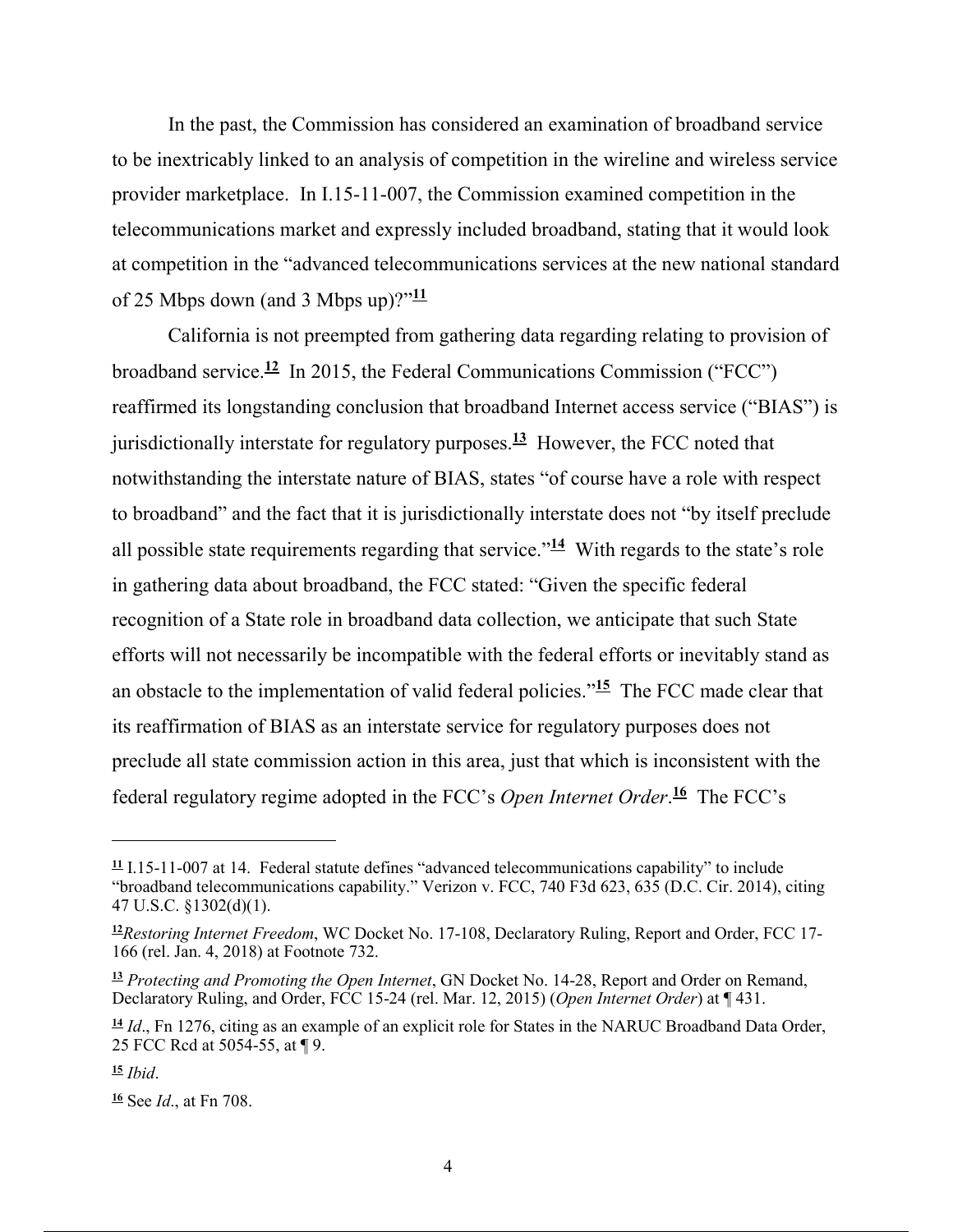In the past, the Commission has considered an examination of broadband service to be inextricably linked to an analysis of competition in the wireline and wireless service provider marketplace. In I.15-11-007, the Commission examined competition in the telecommunications market and expressly included broadband, stating that it would look at competition in the "advanced telecommunications services at the new national standard of 25 Mbps down (and 3 Mbps up)?"[11]

California is not preempted from gathering data regarding relating to provision of broadband service.[12] In 2015, the Federal Communications Commission ("FCC") reaffirmed its longstanding conclusion that broadband Internet access service ("BIAS") is jurisdictionally interstate for regulatory purposes.[13] However, the FCC noted that notwithstanding the interstate nature of BIAS, states "of course have a role with respect to broadband" and the fact that it is jurisdictionally interstate does not "by itself preclude all possible state requirements regarding that service."[14] With regards to the state's role in gathering data about broadband, the FCC stated: "Given the specific federal recognition of a State role in broadband data collection, we anticipate that such State efforts will not necessarily be incompatible with the federal efforts or inevitably stand as an obstacle to the implementation of valid federal policies."[15] The FCC made clear that its reaffirmation of BIAS as an interstate service for regulatory purposes does not preclude all state commission action in this area, just that which is inconsistent with the federal regulatory regime adopted in the FCC's *Open Internet Order*.[16] The FCC's

---

[11] I.15-11-007 at 14. Federal statute defines "advanced telecommunications capability" to include "broadband telecommunications capability." Verizon v. FCC, 740 F3d 623, 635 (D.C. Cir. 2014), citing 47 U.S.C. §1302(d)(1).

[12] *Restoring Internet Freedom*, WC Docket No. 17-108, Declaratory Ruling, Report and Order, FCC 17-166 (rel. Jan. 4, 2018) at Footnote 732.

[13] *Protecting and Promoting the Open Internet*, GN Docket No. 14-28, Report and Order on Remand, Declaratory Ruling, and Order, FCC 15-24 (rel. Mar. 12, 2015) (*Open Internet Order*) at ¶ 431.

[14] *Id*., Fn 1276, citing as an example of an explicit role for States in the NARUC Broadband Data Order, 25 FCC Rcd at 5054-55, at ¶ 9.

[15] *Ibid*.

[16] See *Id*., at Fn 708.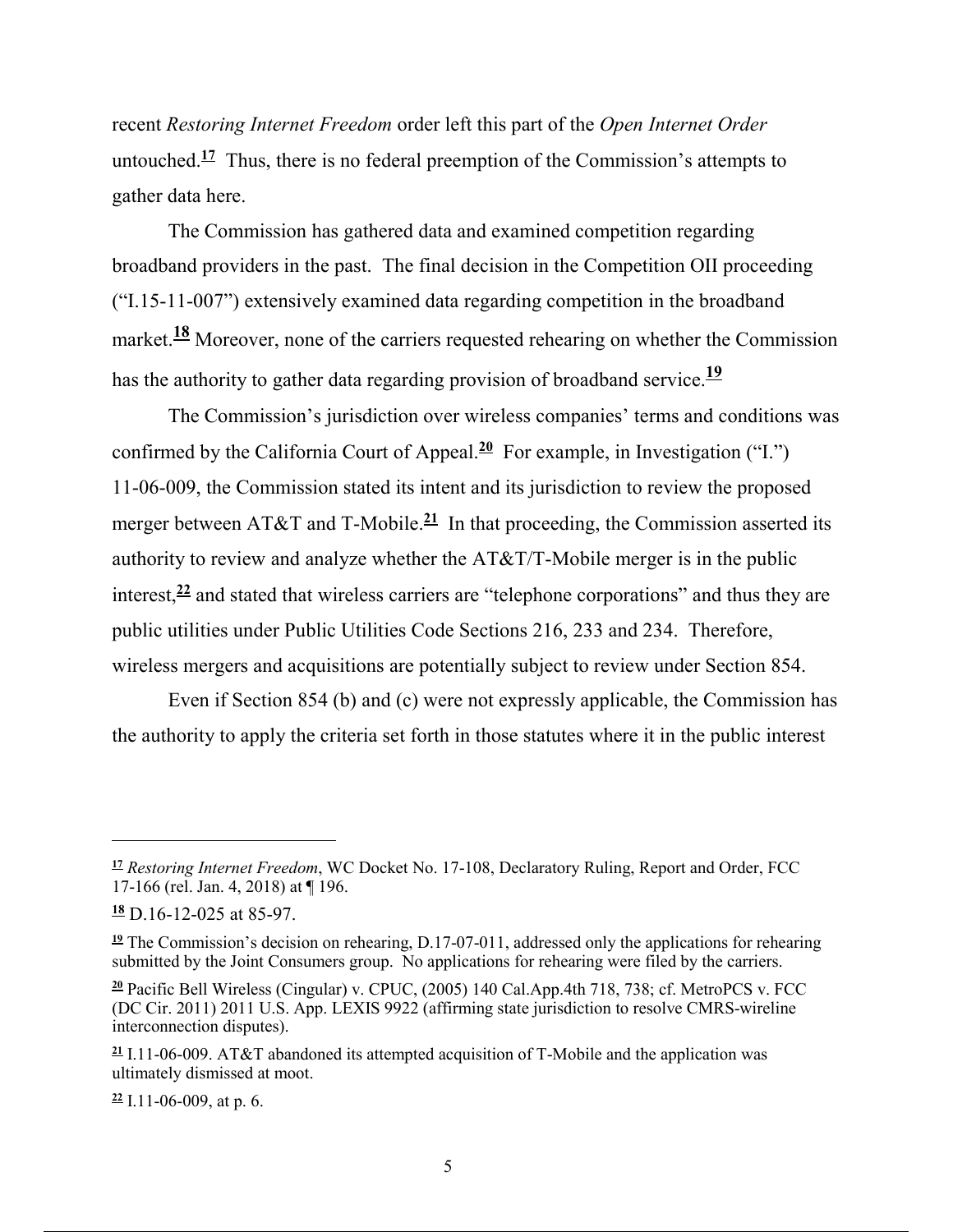recent *Restoring Internet Freedom* order left this part of the *Open Internet Order* untouched.[17] Thus, there is no federal preemption of the Commission's attempts to gather data here.

The Commission has gathered data and examined competition regarding broadband providers in the past. The final decision in the Competition OII proceeding ("I.15-11-007") extensively examined data regarding competition in the broadband market.[18] Moreover, none of the carriers requested rehearing on whether the Commission has the authority to gather data regarding provision of broadband service.[19]

The Commission's jurisdiction over wireless companies' terms and conditions was confirmed by the California Court of Appeal.[20] For example, in Investigation ("I.") 11-06-009, the Commission stated its intent and its jurisdiction to review the proposed merger between AT&T and T-Mobile.[21] In that proceeding, the Commission asserted its authority to review and analyze whether the AT&T/T-Mobile merger is in the public interest,[22] and stated that wireless carriers are "telephone corporations" and thus they are public utilities under Public Utilities Code Sections 216, 233 and 234. Therefore, wireless mergers and acquisitions are potentially subject to review under Section 854.

Even if Section 854 (b) and (c) were not expressly applicable, the Commission has the authority to apply the criteria set forth in those statutes where it in the public interest

---

[17] *Restoring Internet Freedom*, WC Docket No. 17-108, Declaratory Ruling, Report and Order, FCC 17-166 (rel. Jan. 4, 2018) at ¶ 196.

[18] D.16-12-025 at 85-97.

[19] The Commission's decision on rehearing, D.17-07-011, addressed only the applications for rehearing submitted by the Joint Consumers group. No applications for rehearing were filed by the carriers.

[20] Pacific Bell Wireless (Cingular) v. CPUC, (2005) 140 Cal.App.4th 718, 738; cf. MetroPCS v. FCC (DC Cir. 2011) 2011 U.S. App. LEXIS 9922 (affirming state jurisdiction to resolve CMRS-wireline interconnection disputes).

[21] I.11-06-009. AT&T abandoned its attempted acquisition of T-Mobile and the application was ultimately dismissed at moot.

[22] I.11-06-009, at p. 6.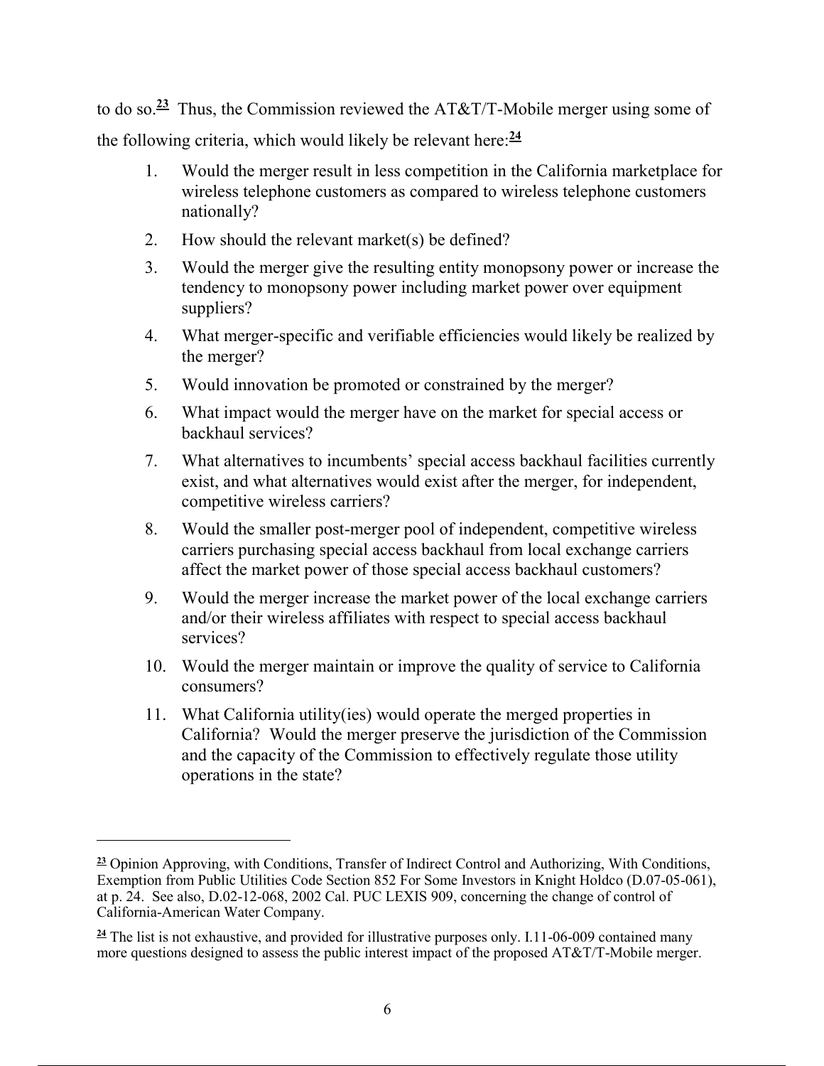to do so.[23] Thus, the Commission reviewed the AT&T/T-Mobile merger using some of the following criteria, which would likely be relevant here:[24]

1. Would the merger result in less competition in the California marketplace for wireless telephone customers as compared to wireless telephone customers nationally?
2. How should the relevant market(s) be defined?
3. Would the merger give the resulting entity monopsony power or increase the tendency to monopsony power including market power over equipment suppliers?
4. What merger-specific and verifiable efficiencies would likely be realized by the merger?
5. Would innovation be promoted or constrained by the merger?
6. What impact would the merger have on the market for special access or backhaul services?
7. What alternatives to incumbents' special access backhaul facilities currently exist, and what alternatives would exist after the merger, for independent, competitive wireless carriers?
8. Would the smaller post-merger pool of independent, competitive wireless carriers purchasing special access backhaul from local exchange carriers affect the market power of those special access backhaul customers?
9. Would the merger increase the market power of the local exchange carriers and/or their wireless affiliates with respect to special access backhaul services?
10. Would the merger maintain or improve the quality of service to California consumers?
11. What California utility(ies) would operate the merged properties in California? Would the merger preserve the jurisdiction of the Commission and the capacity of the Commission to effectively regulate those utility operations in the state?

---

[23] Opinion Approving, with Conditions, Transfer of Indirect Control and Authorizing, With Conditions, Exemption from Public Utilities Code Section 852 For Some Investors in Knight Holdco (D.07-05-061), at p. 24. See also, D.02-12-068, 2002 Cal. PUC LEXIS 909, concerning the change of control of California-American Water Company.

[24] The list is not exhaustive, and provided for illustrative purposes only. I.11-06-009 contained many more questions designed to assess the public interest impact of the proposed AT&T/T-Mobile merger.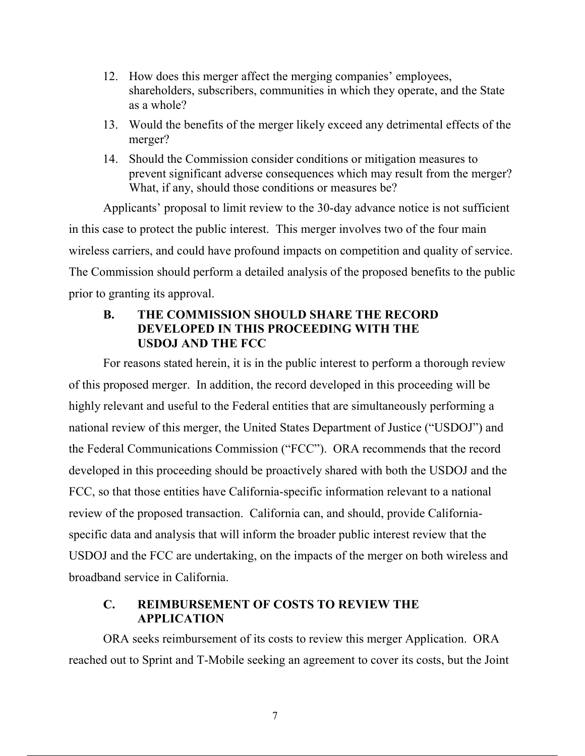12. How does this merger affect the merging companies' employees, shareholders, subscribers, communities in which they operate, and the State as a whole?
13. Would the benefits of the merger likely exceed any detrimental effects of the merger?
14. Should the Commission consider conditions or mitigation measures to prevent significant adverse consequences which may result from the merger? What, if any, should those conditions or measures be?

Applicants' proposal to limit review to the 30-day advance notice is not sufficient in this case to protect the public interest. This merger involves two of the four main wireless carriers, and could have profound impacts on competition and quality of service. The Commission should perform a detailed analysis of the proposed benefits to the public prior to granting its approval.

### B. THE COMMISSION SHOULD SHARE THE RECORD DEVELOPED IN THIS PROCEEDING WITH THE USDOJ AND THE FCC

For reasons stated herein, it is in the public interest to perform a thorough review of this proposed merger. In addition, the record developed in this proceeding will be highly relevant and useful to the Federal entities that are simultaneously performing a national review of this merger, the United States Department of Justice ("USDOJ") and the Federal Communications Commission ("FCC"). ORA recommends that the record developed in this proceeding should be proactively shared with both the USDOJ and the FCC, so that those entities have California-specific information relevant to a national review of the proposed transaction. California can, and should, provide California-specific data and analysis that will inform the broader public interest review that the USDOJ and the FCC are undertaking, on the impacts of the merger on both wireless and broadband service in California.

### C. REIMBURSEMENT OF COSTS TO REVIEW THE APPLICATION

ORA seeks reimbursement of its costs to review this merger Application. ORA reached out to Sprint and T-Mobile seeking an agreement to cover its costs, but the Joint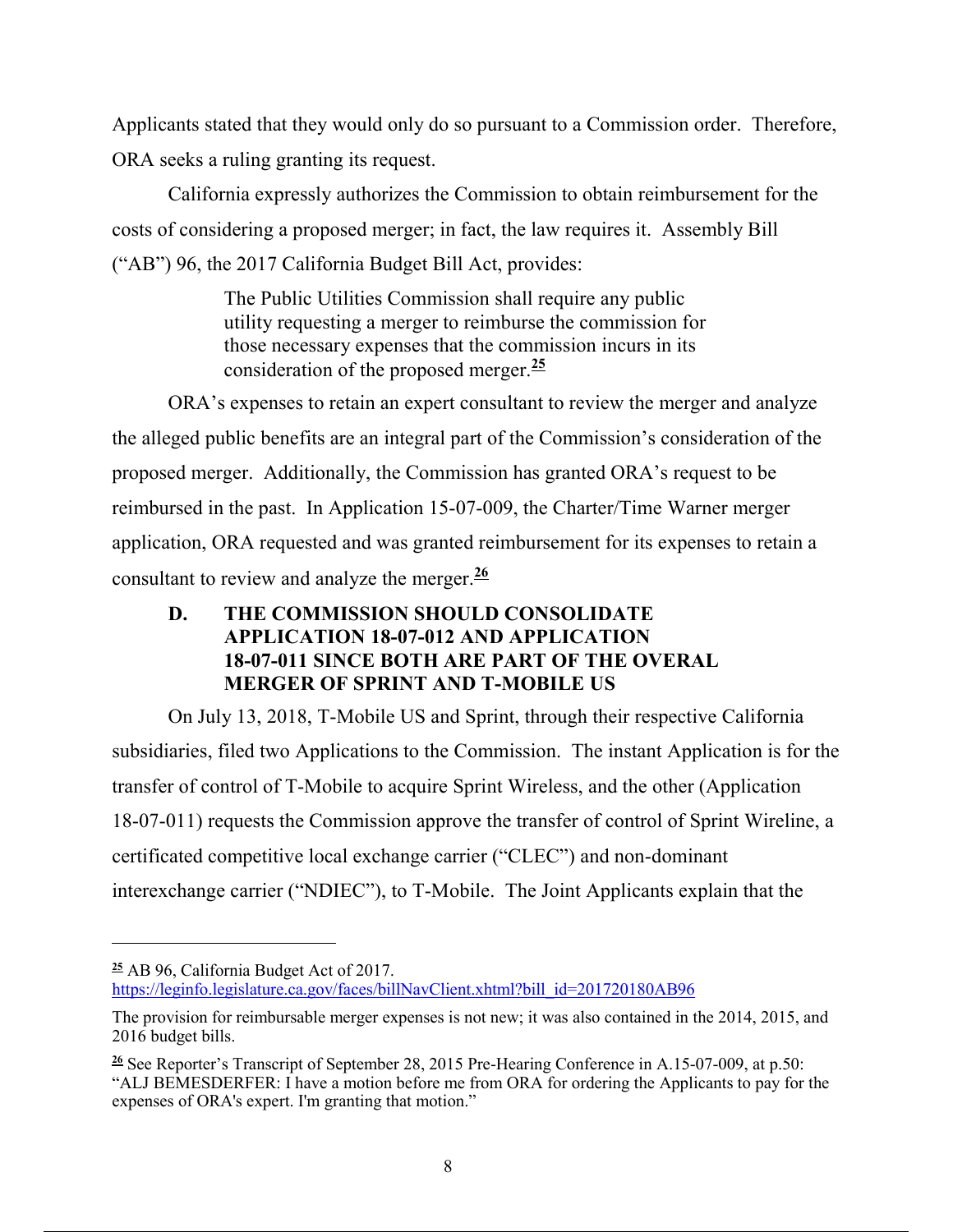Applicants stated that they would only do so pursuant to a Commission order. Therefore, ORA seeks a ruling granting its request.

California expressly authorizes the Commission to obtain reimbursement for the costs of considering a proposed merger; in fact, the law requires it. Assembly Bill ("AB") 96, the 2017 California Budget Bill Act, provides:

> The Public Utilities Commission shall require any public utility requesting a merger to reimburse the commission for those necessary expenses that the commission incurs in its consideration of the proposed merger.[25]

ORA's expenses to retain an expert consultant to review the merger and analyze the alleged public benefits are an integral part of the Commission's consideration of the proposed merger. Additionally, the Commission has granted ORA's request to be reimbursed in the past. In Application 15-07-009, the Charter/Time Warner merger application, ORA requested and was granted reimbursement for its expenses to retain a consultant to review and analyze the merger.[26]

### D. THE COMMISSION SHOULD CONSOLIDATE APPLICATION 18-07-012 AND APPLICATION 18-07-011 SINCE BOTH ARE PART OF THE OVERAL MERGER OF SPRINT AND T-MOBILE US

On July 13, 2018, T-Mobile US and Sprint, through their respective California subsidiaries, filed two Applications to the Commission. The instant Application is for the transfer of control of T-Mobile to acquire Sprint Wireless, and the other (Application 18-07-011) requests the Commission approve the transfer of control of Sprint Wireline, a certificated competitive local exchange carrier ("CLEC") and non-dominant interexchange carrier ("NDIEC"), to T-Mobile. The Joint Applicants explain that the

---

[25] AB 96, California Budget Act of 2017. https://leginfo.legislature.ca.gov/faces/billNavClient.xhtml?bill_id=201720180AB96

The provision for reimbursable merger expenses is not new; it was also contained in the 2014, 2015, and 2016 budget bills.

[26] See Reporter's Transcript of September 28, 2015 Pre-Hearing Conference in A.15-07-009, at p.50: "ALJ BEMESDERFER: I have a motion before me from ORA for ordering the Applicants to pay for the expenses of ORA's expert. I'm granting that motion."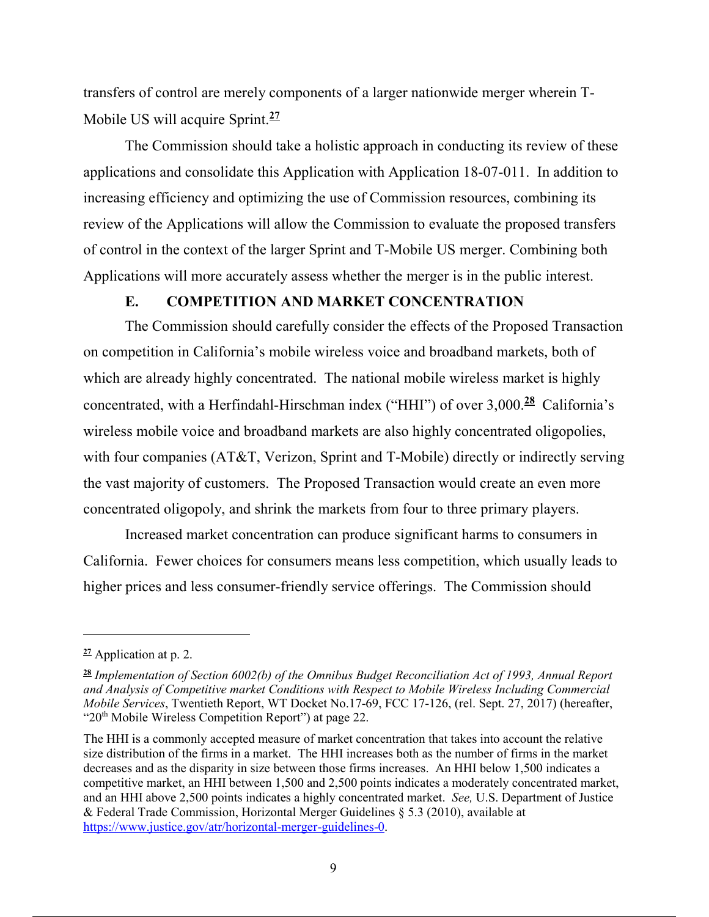transfers of control are merely components of a larger nationwide merger wherein T-Mobile US will acquire Sprint.[27]

The Commission should take a holistic approach in conducting its review of these applications and consolidate this Application with Application 18-07-011. In addition to increasing efficiency and optimizing the use of Commission resources, combining its review of the Applications will allow the Commission to evaluate the proposed transfers of control in the context of the larger Sprint and T-Mobile US merger. Combining both Applications will more accurately assess whether the merger is in the public interest.

## E. COMPETITION AND MARKET CONCENTRATION

The Commission should carefully consider the effects of the Proposed Transaction on competition in California's mobile wireless voice and broadband markets, both of which are already highly concentrated. The national mobile wireless market is highly concentrated, with a Herfindahl-Hirschman index ("HHI") of over 3,000.[28] California's wireless mobile voice and broadband markets are also highly concentrated oligopolies, with four companies (AT&T, Verizon, Sprint and T-Mobile) directly or indirectly serving the vast majority of customers. The Proposed Transaction would create an even more concentrated oligopoly, and shrink the markets from four to three primary players.

Increased market concentration can produce significant harms to consumers in California. Fewer choices for consumers means less competition, which usually leads to higher prices and less consumer-friendly service offerings. The Commission should

---

[27] Application at p. 2.

[28] *Implementation of Section 6002(b) of the Omnibus Budget Reconciliation Act of 1993, Annual Report and Analysis of Competitive market Conditions with Respect to Mobile Wireless Including Commercial Mobile Services*, Twentieth Report, WT Docket No.17-69, FCC 17-126, (rel. Sept. 27, 2017) (hereafter, "20th Mobile Wireless Competition Report") at page 22.

The HHI is a commonly accepted measure of market concentration that takes into account the relative size distribution of the firms in a market. The HHI increases both as the number of firms in the market decreases and as the disparity in size between those firms increases. An HHI below 1,500 indicates a competitive market, an HHI between 1,500 and 2,500 points indicates a moderately concentrated market, and an HHI above 2,500 points indicates a highly concentrated market. *See,* U.S. Department of Justice & Federal Trade Commission, Horizontal Merger Guidelines § 5.3 (2010), available at https://www.justice.gov/atr/horizontal-merger-guidelines-0.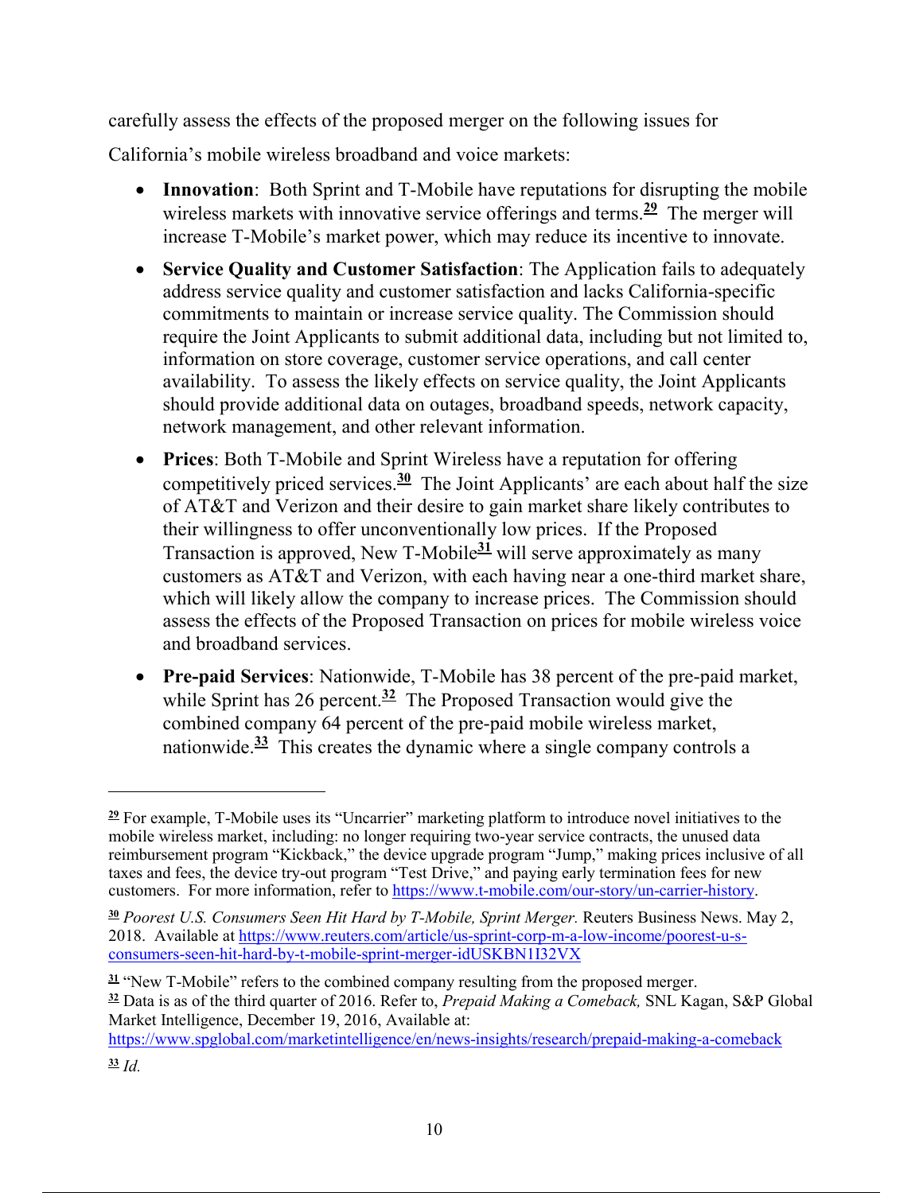carefully assess the effects of the proposed merger on the following issues for California's mobile wireless broadband and voice markets:

- **Innovation**: Both Sprint and T-Mobile have reputations for disrupting the mobile wireless markets with innovative service offerings and terms.[29] The merger will increase T-Mobile's market power, which may reduce its incentive to innovate.
- **Service Quality and Customer Satisfaction**: The Application fails to adequately address service quality and customer satisfaction and lacks California-specific commitments to maintain or increase service quality. The Commission should require the Joint Applicants to submit additional data, including but not limited to, information on store coverage, customer service operations, and call center availability. To assess the likely effects on service quality, the Joint Applicants should provide additional data on outages, broadband speeds, network capacity, network management, and other relevant information.
- **Prices**: Both T-Mobile and Sprint Wireless have a reputation for offering competitively priced services.[30] The Joint Applicants' are each about half the size of AT&T and Verizon and their desire to gain market share likely contributes to their willingness to offer unconventionally low prices. If the Proposed Transaction is approved, New T-Mobile[31] will serve approximately as many customers as AT&T and Verizon, with each having near a one-third market share, which will likely allow the company to increase prices. The Commission should assess the effects of the Proposed Transaction on prices for mobile wireless voice and broadband services.
- **Pre-paid Services**: Nationwide, T-Mobile has 38 percent of the pre-paid market, while Sprint has 26 percent.[32] The Proposed Transaction would give the combined company 64 percent of the pre-paid mobile wireless market, nationwide.[33] This creates the dynamic where a single company controls a

---

[29] For example, T-Mobile uses its "Uncarrier" marketing platform to introduce novel initiatives to the mobile wireless market, including: no longer requiring two-year service contracts, the unused data reimbursement program "Kickback," the device upgrade program "Jump," making prices inclusive of all taxes and fees, the device try-out program "Test Drive," and paying early termination fees for new customers. For more information, refer to https://www.t-mobile.com/our-story/un-carrier-history.

[30] *Poorest U.S. Consumers Seen Hit Hard by T-Mobile, Sprint Merger.* Reuters Business News. May 2, 2018. Available at https://www.reuters.com/article/us-sprint-corp-m-a-low-income/poorest-u-s-consumers-seen-hit-hard-by-t-mobile-sprint-merger-idUSKBN1I32VX

[31] "New T-Mobile" refers to the combined company resulting from the proposed merger.

[32] Data is as of the third quarter of 2016. Refer to, *Prepaid Making a Comeback,* SNL Kagan, S&P Global Market Intelligence, December 19, 2016, Available at: https://www.spglobal.com/marketintelligence/en/news-insights/research/prepaid-making-a-comeback

[33] *Id.*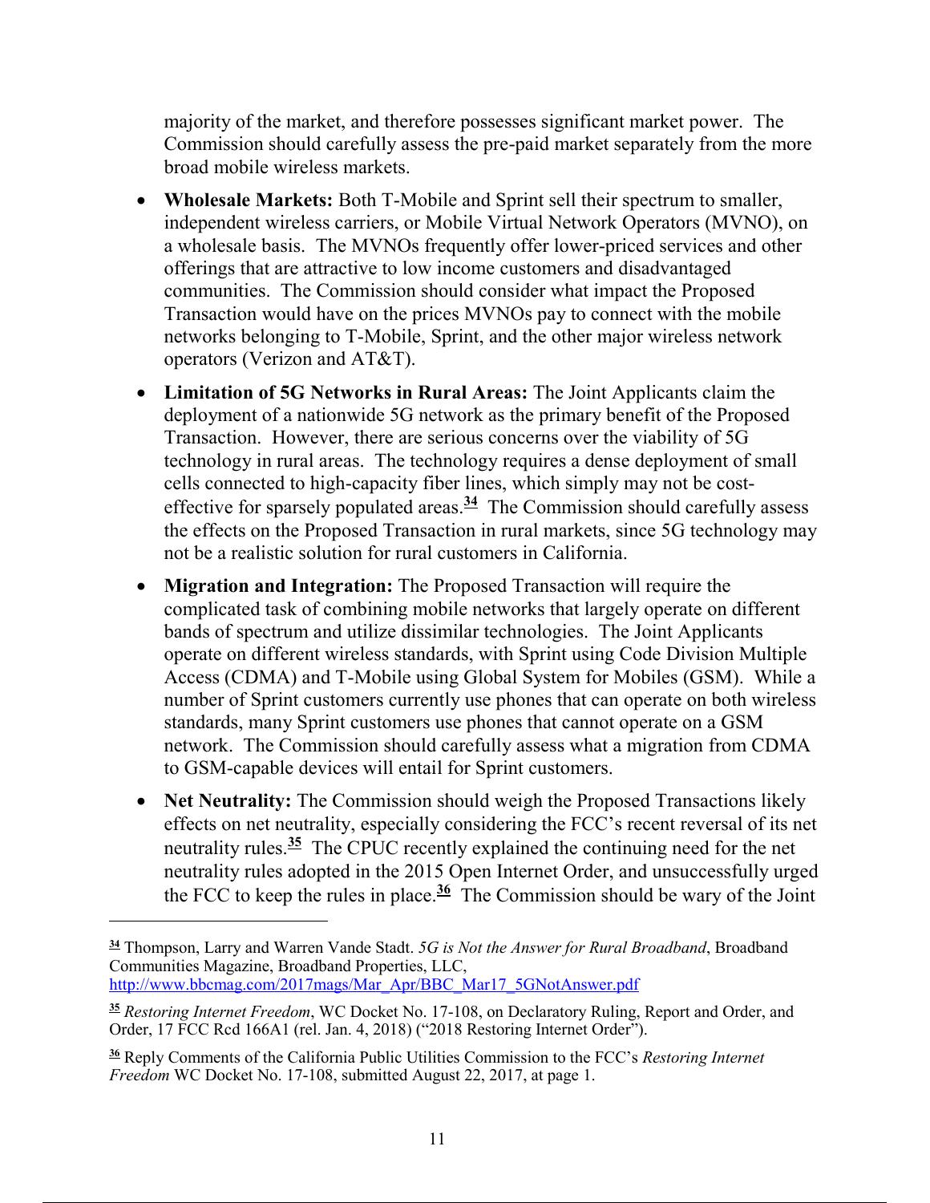majority of the market, and therefore possesses significant market power. The Commission should carefully assess the pre-paid market separately from the more broad mobile wireless markets.

- **Wholesale Markets:** Both T-Mobile and Sprint sell their spectrum to smaller, independent wireless carriers, or Mobile Virtual Network Operators (MVNO), on a wholesale basis. The MVNOs frequently offer lower-priced services and other offerings that are attractive to low income customers and disadvantaged communities. The Commission should consider what impact the Proposed Transaction would have on the prices MVNOs pay to connect with the mobile networks belonging to T-Mobile, Sprint, and the other major wireless network operators (Verizon and AT&T).

- **Limitation of 5G Networks in Rural Areas:** The Joint Applicants claim the deployment of a nationwide 5G network as the primary benefit of the Proposed Transaction. However, there are serious concerns over the viability of 5G technology in rural areas. The technology requires a dense deployment of small cells connected to high-capacity fiber lines, which simply may not be cost-effective for sparsely populated areas.[34] The Commission should carefully assess the effects on the Proposed Transaction in rural markets, since 5G technology may not be a realistic solution for rural customers in California.

- **Migration and Integration:** The Proposed Transaction will require the complicated task of combining mobile networks that largely operate on different bands of spectrum and utilize dissimilar technologies. The Joint Applicants operate on different wireless standards, with Sprint using Code Division Multiple Access (CDMA) and T-Mobile using Global System for Mobiles (GSM). While a number of Sprint customers currently use phones that can operate on both wireless standards, many Sprint customers use phones that cannot operate on a GSM network. The Commission should carefully assess what a migration from CDMA to GSM-capable devices will entail for Sprint customers.

- **Net Neutrality:** The Commission should weigh the Proposed Transactions likely effects on net neutrality, especially considering the FCC's recent reversal of its net neutrality rules.[35] The CPUC recently explained the continuing need for the net neutrality rules adopted in the 2015 Open Internet Order, and unsuccessfully urged the FCC to keep the rules in place.[36] The Commission should be wary of the Joint

---

[34] Thompson, Larry and Warren Vande Stadt. *5G is Not the Answer for Rural Broadband*, Broadband Communities Magazine, Broadband Properties, LLC, http://www.bbcmag.com/2017mags/Mar_Apr/BBC_Mar17_5GNotAnswer.pdf

[35] *Restoring Internet Freedom*, WC Docket No. 17-108, on Declaratory Ruling, Report and Order, and Order, 17 FCC Rcd 166A1 (rel. Jan. 4, 2018) ("2018 Restoring Internet Order").

[36] Reply Comments of the California Public Utilities Commission to the FCC's *Restoring Internet Freedom* WC Docket No. 17-108, submitted August 22, 2017, at page 1.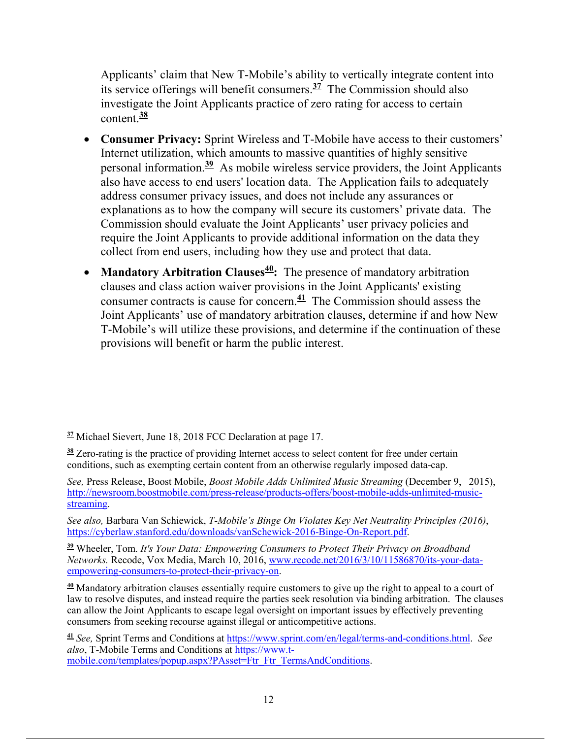Applicants' claim that New T-Mobile's ability to vertically integrate content into its service offerings will benefit consumers.[37] The Commission should also investigate the Joint Applicants practice of zero rating for access to certain content.[38]

- **Consumer Privacy:** Sprint Wireless and T-Mobile have access to their customers' Internet utilization, which amounts to massive quantities of highly sensitive personal information.[39] As mobile wireless service providers, the Joint Applicants also have access to end users' location data. The Application fails to adequately address consumer privacy issues, and does not include any assurances or explanations as to how the company will secure its customers' private data. The Commission should evaluate the Joint Applicants' user privacy policies and require the Joint Applicants to provide additional information on the data they collect from end users, including how they use and protect that data.

- **Mandatory Arbitration Clauses[40]:** The presence of mandatory arbitration clauses and class action waiver provisions in the Joint Applicants' existing consumer contracts is cause for concern.[41] The Commission should assess the Joint Applicants' use of mandatory arbitration clauses, determine if and how New T-Mobile's will utilize these provisions, and determine if the continuation of these provisions will benefit or harm the public interest.

---

[37] Michael Sievert, June 18, 2018 FCC Declaration at page 17.

[38] Zero-rating is the practice of providing Internet access to select content for free under certain conditions, such as exempting certain content from an otherwise regularly imposed data-cap.

*See,* Press Release, Boost Mobile, *Boost Mobile Adds Unlimited Music Streaming* (December 9, 2015), http://newsroom.boostmobile.com/press-release/products-offers/boost-mobile-adds-unlimited-music-streaming.

*See also,* Barbara Van Schiewick, *T-Mobile's Binge On Violates Key Net Neutrality Principles (2016)*, https://cyberlaw.stanford.edu/downloads/vanSchewick-2016-Binge-On-Report.pdf.

[39] Wheeler, Tom. *It's Your Data: Empowering Consumers to Protect Their Privacy on Broadband Networks.* Recode, Vox Media, March 10, 2016, www.recode.net/2016/3/10/11586870/its-your-data-empowering-consumers-to-protect-their-privacy-on.

[40] Mandatory arbitration clauses essentially require customers to give up the right to appeal to a court of law to resolve disputes, and instead require the parties seek resolution via binding arbitration. The clauses can allow the Joint Applicants to escape legal oversight on important issues by effectively preventing consumers from seeking recourse against illegal or anticompetitive actions.

[41] *See,* Sprint Terms and Conditions at https://www.sprint.com/en/legal/terms-and-conditions.html. *See also*, T-Mobile Terms and Conditions at https://www.t-mobile.com/templates/popup.aspx?PAsset=Ftr_Ftr_TermsAndConditions.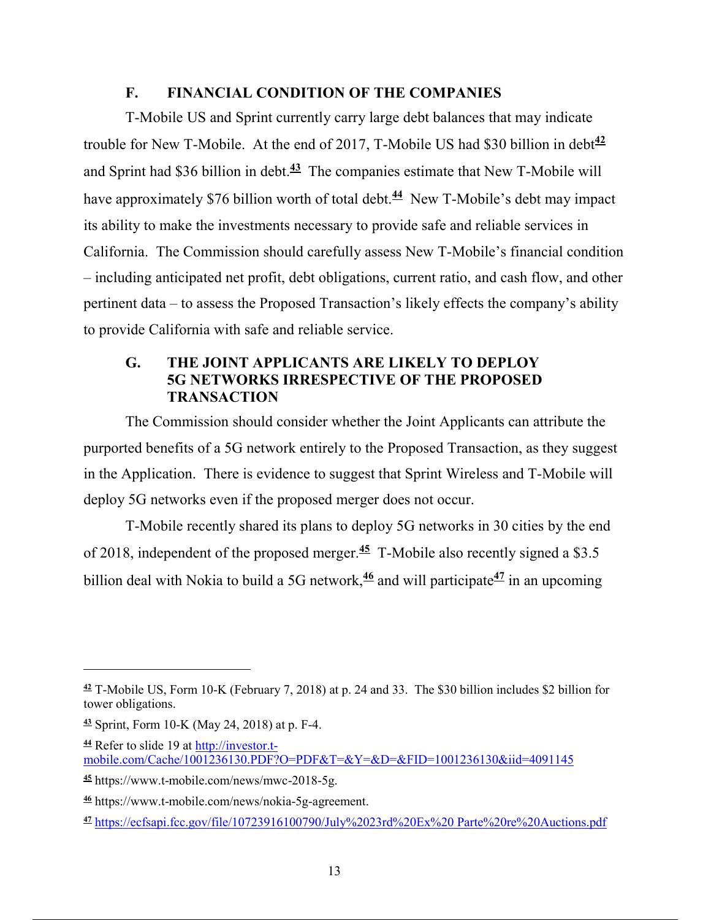### F. FINANCIAL CONDITION OF THE COMPANIES

T-Mobile US and Sprint currently carry large debt balances that may indicate trouble for New T-Mobile. At the end of 2017, T-Mobile US had $30 billion in debt[42] and Sprint had $36 billion in debt.[43] The companies estimate that New T-Mobile will have approximately $76 billion worth of total debt.[44] New T-Mobile's debt may impact its ability to make the investments necessary to provide safe and reliable services in California. The Commission should carefully assess New T-Mobile's financial condition – including anticipated net profit, debt obligations, current ratio, and cash flow, and other pertinent data – to assess the Proposed Transaction's likely effects the company's ability to provide California with safe and reliable service.

### G. THE JOINT APPLICANTS ARE LIKELY TO DEPLOY 5G NETWORKS IRRESPECTIVE OF THE PROPOSED TRANSACTION

The Commission should consider whether the Joint Applicants can attribute the purported benefits of a 5G network entirely to the Proposed Transaction, as they suggest in the Application. There is evidence to suggest that Sprint Wireless and T-Mobile will deploy 5G networks even if the proposed merger does not occur.

T-Mobile recently shared its plans to deploy 5G networks in 30 cities by the end of 2018, independent of the proposed merger.[45] T-Mobile also recently signed a $3.5 billion deal with Nokia to build a 5G network,[46] and will participate[47] in an upcoming

---

[42] T-Mobile US, Form 10-K (February 7, 2018) at p. 24 and 33. The $30 billion includes $2 billion for tower obligations.

[43] Sprint, Form 10-K (May 24, 2018) at p. F-4.

[44] Refer to slide 19 at http://investor.t-mobile.com/Cache/1001236130.PDF?O=PDF&T=&Y=&D=&FID=1001236130&iid=4091145

[45] https://www.t-mobile.com/news/mwc-2018-5g.

[46] https://www.t-mobile.com/news/nokia-5g-agreement.

[47] https://ecfsapi.fcc.gov/file/10723916100790/July%2023rd%20Ex%20 Parte%20re%20Auctions.pdf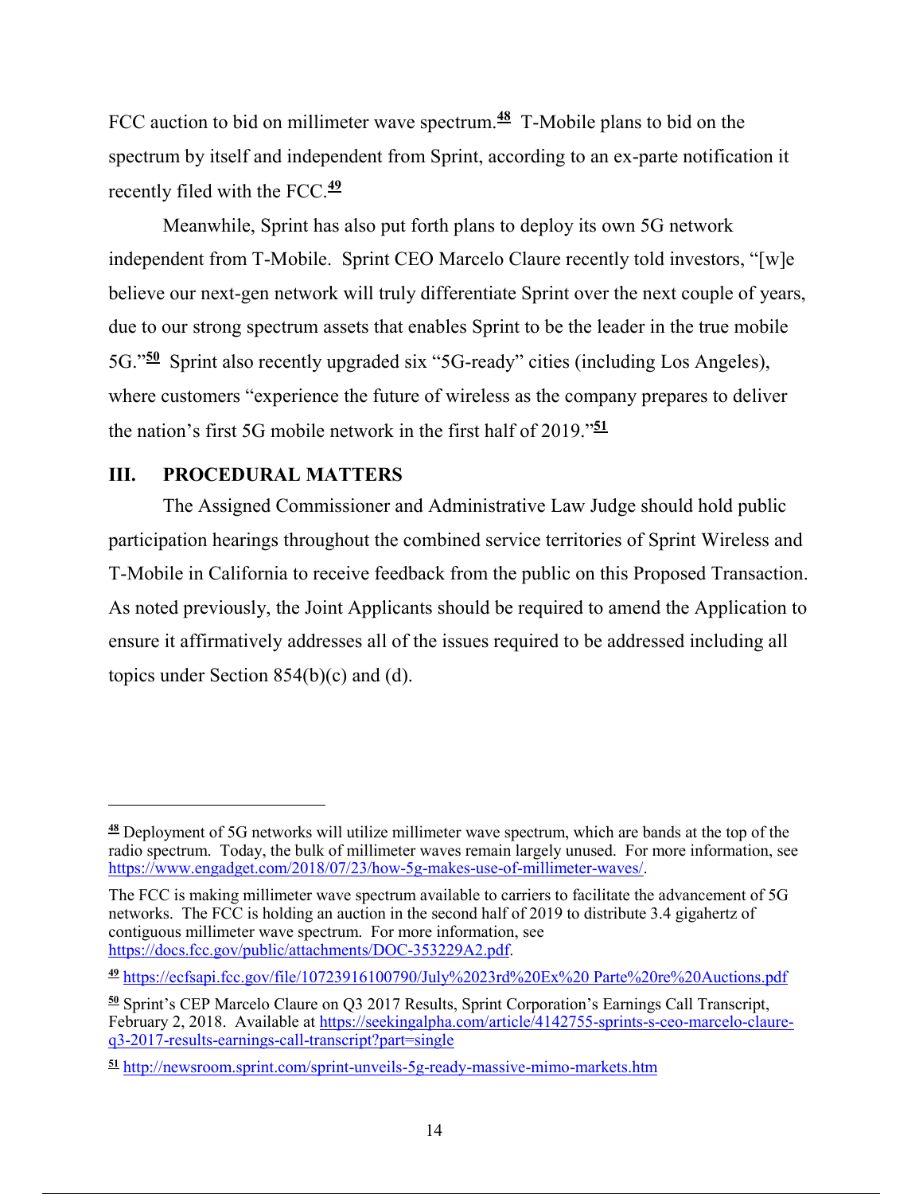FCC auction to bid on millimeter wave spectrum.[48] T-Mobile plans to bid on the spectrum by itself and independent from Sprint, according to an ex-parte notification it recently filed with the FCC.[49]

Meanwhile, Sprint has also put forth plans to deploy its own 5G network independent from T-Mobile. Sprint CEO Marcelo Claure recently told investors, "[w]e believe our next-gen network will truly differentiate Sprint over the next couple of years, due to our strong spectrum assets that enables Sprint to be the leader in the true mobile 5G."[50] Sprint also recently upgraded six "5G-ready" cities (including Los Angeles), where customers "experience the future of wireless as the company prepares to deliver the nation's first 5G mobile network in the first half of 2019."[51]

## III. PROCEDURAL MATTERS

The Assigned Commissioner and Administrative Law Judge should hold public participation hearings throughout the combined service territories of Sprint Wireless and T-Mobile in California to receive feedback from the public on this Proposed Transaction. As noted previously, the Joint Applicants should be required to amend the Application to ensure it affirmatively addresses all of the issues required to be addressed including all topics under Section 854(b)(c) and (d).

---

[48] Deployment of 5G networks will utilize millimeter wave spectrum, which are bands at the top of the radio spectrum. Today, the bulk of millimeter waves remain largely unused. For more information, see https://www.engadget.com/2018/07/23/how-5g-makes-use-of-millimeter-waves/.

The FCC is making millimeter wave spectrum available to carriers to facilitate the advancement of 5G networks. The FCC is holding an auction in the second half of 2019 to distribute 3.4 gigahertz of contiguous millimeter wave spectrum. For more information, see https://docs.fcc.gov/public/attachments/DOC-353229A2.pdf.

[49] https://ecfsapi.fcc.gov/file/10723916100790/July%2023rd%20Ex%20 Parte%20re%20Auctions.pdf

[50] Sprint's CEP Marcelo Claure on Q3 2017 Results, Sprint Corporation's Earnings Call Transcript, February 2, 2018. Available at https://seekingalpha.com/article/4142755-sprints-s-ceo-marcelo-claure-q3-2017-results-earnings-call-transcript?part=single

[51] http://newsroom.sprint.com/sprint-unveils-5g-ready-massive-mimo-markets.htm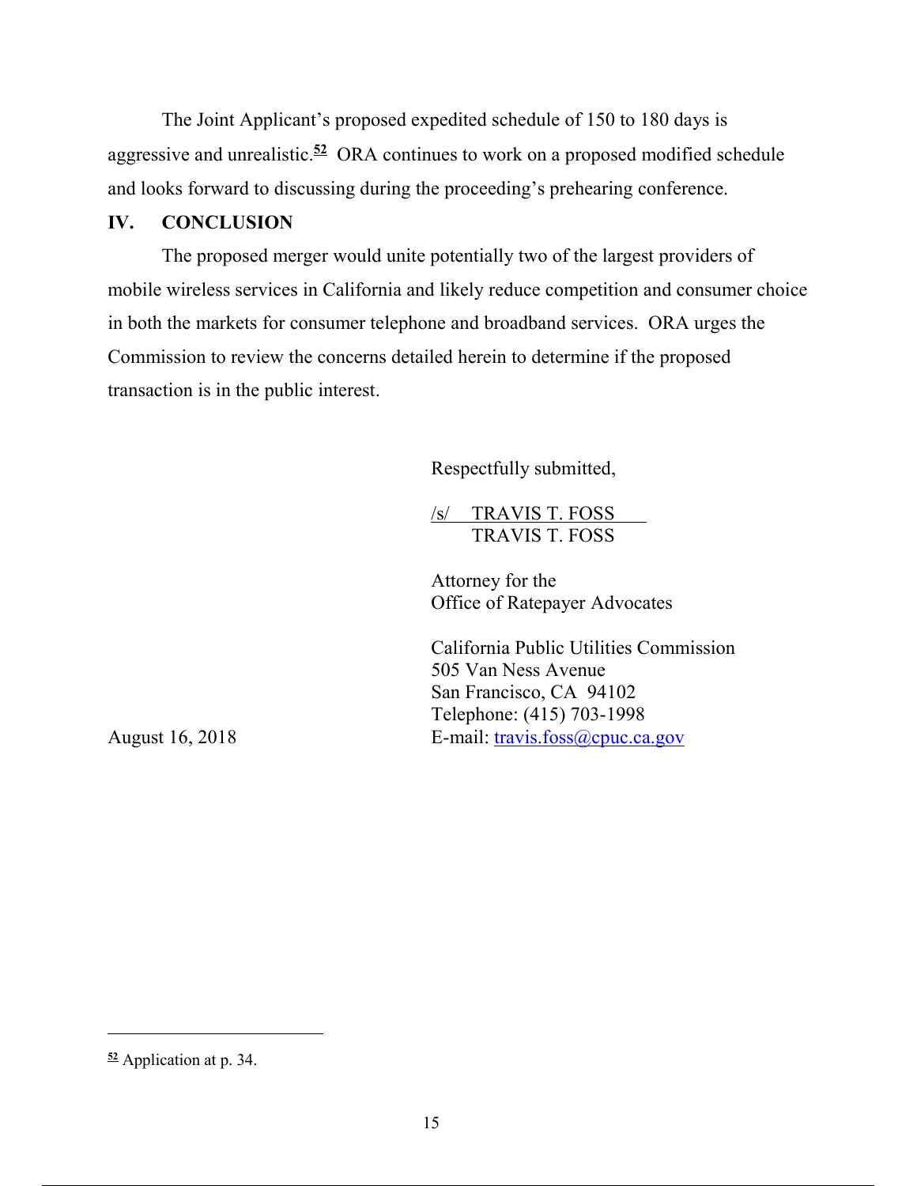The Joint Applicant's proposed expedited schedule of 150 to 180 days is aggressive and unrealistic.[52] ORA continues to work on a proposed modified schedule and looks forward to discussing during the proceeding's prehearing conference.

## IV. CONCLUSION

The proposed merger would unite potentially two of the largest providers of mobile wireless services in California and likely reduce competition and consumer choice in both the markets for consumer telephone and broadband services. ORA urges the Commission to review the concerns detailed herein to determine if the proposed transaction is in the public interest.

Respectfully submitted,

/s/ TRAVIS T. FOSS
TRAVIS T. FOSS

Attorney for the
Office of Ratepayer Advocates

California Public Utilities Commission
505 Van Ness Avenue
San Francisco, CA 94102
Telephone: (415) 703-1998
E-mail: travis.foss@cpuc.ca.gov

August 16, 2018

---

[52] Application at p. 34.